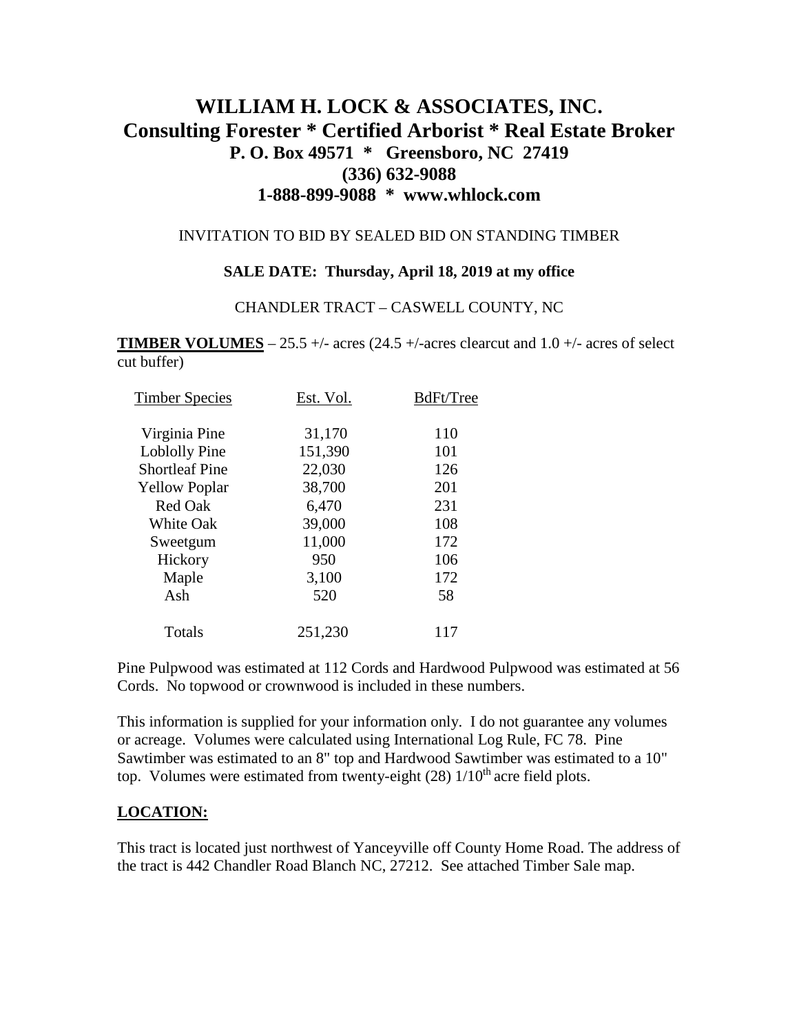# WILLIAM H. LOCK & ASSOCIATES, INC.
## Consulting Forester * Certified Arborist * Real Estate Broker
### P. O. Box 49571 * Greensboro, NC 27419
### (336) 632-9088
### 1-888-899-9088 * www.whlock.com

INVITATION TO BID BY SEALED BID ON STANDING TIMBER

**SALE DATE: Thursday, April 18, 2019 at my office**

CHANDLER TRACT – CASWELL COUNTY, NC

**TIMBER VOLUMES** – 25.5 +/- acres (24.5 +/-acres clearcut and 1.0 +/- acres of select cut buffer)

| Timber Species | Est. Vol. | BdFt/Tree |
|---|---|---|
| Virginia Pine | 31,170 | 110 |
| Loblolly Pine | 151,390 | 101 |
| Shortleaf Pine | 22,030 | 126 |
| Yellow Poplar | 38,700 | 201 |
| Red Oak | 6,470 | 231 |
| White Oak | 39,000 | 108 |
| Sweetgum | 11,000 | 172 |
| Hickory | 950 | 106 |
| Maple | 3,100 | 172 |
| Ash | 520 | 58 |
| Totals | 251,230 | 117 |

Pine Pulpwood was estimated at 112 Cords and Hardwood Pulpwood was estimated at 56 Cords. No topwood or crownwood is included in these numbers.

This information is supplied for your information only. I do not guarantee any volumes or acreage. Volumes were calculated using International Log Rule, FC 78. Pine Sawtimber was estimated to an 8" top and Hardwood Sawtimber was estimated to a 10" top. Volumes were estimated from twenty-eight (28) 1/10th acre field plots.

## LOCATION:

This tract is located just northwest of Yanceyville off County Home Road. The address of the tract is 442 Chandler Road Blanch NC, 27212. See attached Timber Sale map.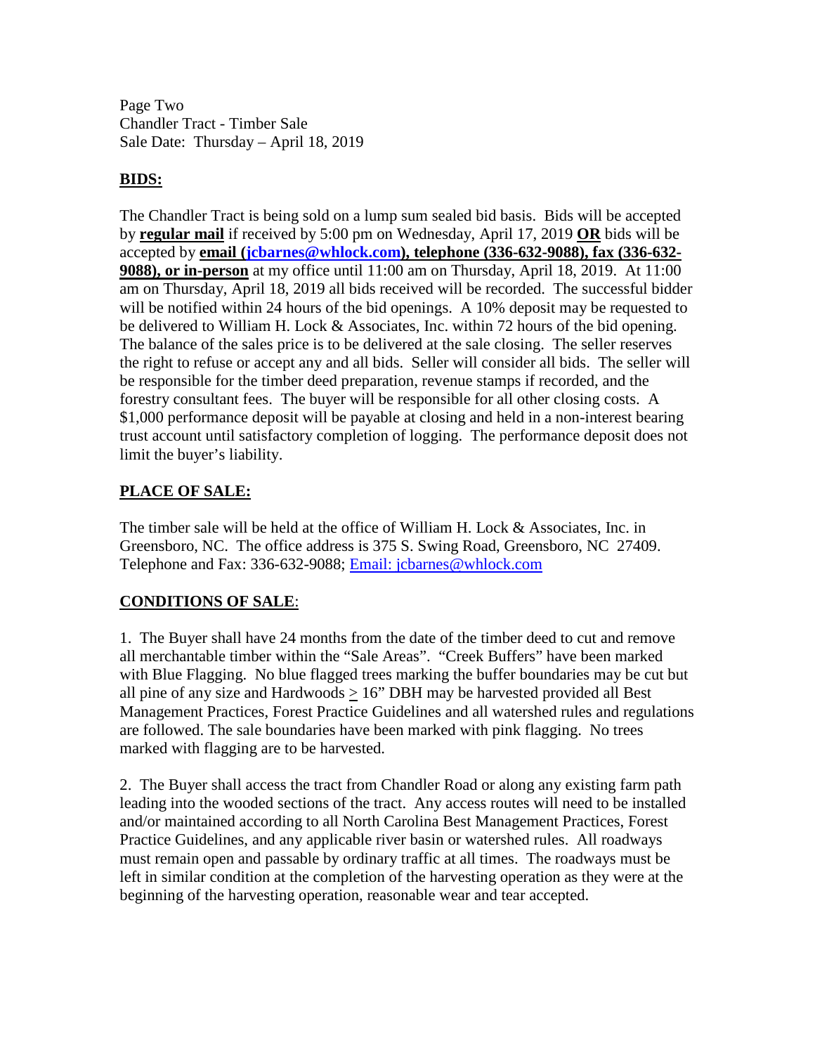Page Two
Chandler Tract - Timber Sale
Sale Date: Thursday – April 18, 2019

**BIDS:**

The Chandler Tract is being sold on a lump sum sealed bid basis. Bids will be accepted by **regular mail** if received by 5:00 pm on Wednesday, April 17, 2019 **OR** bids will be accepted by **email (jcbarnes@whlock.com), telephone (336-632-9088), fax (336-632-9088), or in-person** at my office until 11:00 am on Thursday, April 18, 2019. At 11:00 am on Thursday, April 18, 2019 all bids received will be recorded. The successful bidder will be notified within 24 hours of the bid openings. A 10% deposit may be requested to be delivered to William H. Lock & Associates, Inc. within 72 hours of the bid opening. The balance of the sales price is to be delivered at the sale closing. The seller reserves the right to refuse or accept any and all bids. Seller will consider all bids. The seller will be responsible for the timber deed preparation, revenue stamps if recorded, and the forestry consultant fees. The buyer will be responsible for all other closing costs. A $1,000 performance deposit will be payable at closing and held in a non-interest bearing trust account until satisfactory completion of logging. The performance deposit does not limit the buyer's liability.

**PLACE OF SALE:**

The timber sale will be held at the office of William H. Lock & Associates, Inc. in Greensboro, NC. The office address is 375 S. Swing Road, Greensboro, NC 27409. Telephone and Fax: 336-632-9088; Email: jcbarnes@whlock.com

**CONDITIONS OF SALE**:

1. The Buyer shall have 24 months from the date of the timber deed to cut and remove all merchantable timber within the "Sale Areas". "Creek Buffers" have been marked with Blue Flagging. No blue flagged trees marking the buffer boundaries may be cut but all pine of any size and Hardwoods ≥ 16" DBH may be harvested provided all Best Management Practices, Forest Practice Guidelines and all watershed rules and regulations are followed. The sale boundaries have been marked with pink flagging. No trees marked with flagging are to be harvested.

2. The Buyer shall access the tract from Chandler Road or along any existing farm path leading into the wooded sections of the tract. Any access routes will need to be installed and/or maintained according to all North Carolina Best Management Practices, Forest Practice Guidelines, and any applicable river basin or watershed rules. All roadways must remain open and passable by ordinary traffic at all times. The roadways must be left in similar condition at the completion of the harvesting operation as they were at the beginning of the harvesting operation, reasonable wear and tear accepted.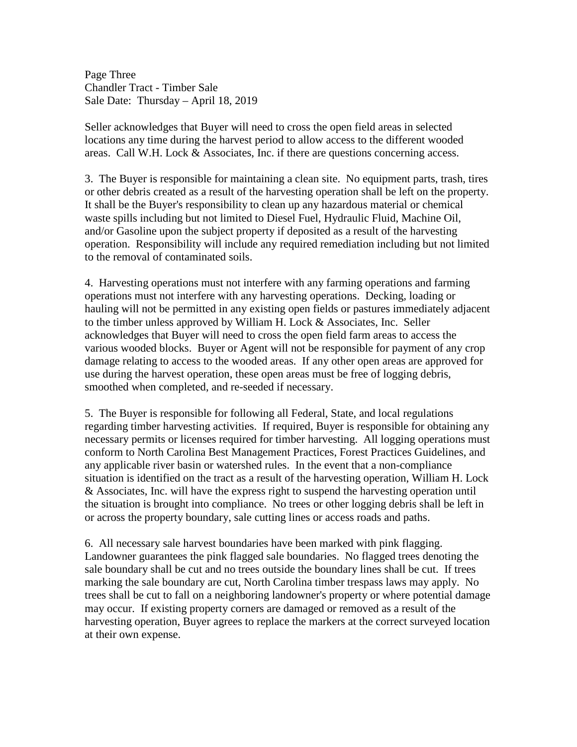Seller acknowledges that Buyer will need to cross the open field areas in selected locations any time during the harvest period to allow access to the different wooded areas. Call W.H. Lock & Associates, Inc. if there are questions concerning access.

3. The Buyer is responsible for maintaining a clean site. No equipment parts, trash, tires or other debris created as a result of the harvesting operation shall be left on the property. It shall be the Buyer's responsibility to clean up any hazardous material or chemical waste spills including but not limited to Diesel Fuel, Hydraulic Fluid, Machine Oil, and/or Gasoline upon the subject property if deposited as a result of the harvesting operation. Responsibility will include any required remediation including but not limited to the removal of contaminated soils.

4. Harvesting operations must not interfere with any farming operations and farming operations must not interfere with any harvesting operations. Decking, loading or hauling will not be permitted in any existing open fields or pastures immediately adjacent to the timber unless approved by William H. Lock & Associates, Inc. Seller acknowledges that Buyer will need to cross the open field farm areas to access the various wooded blocks. Buyer or Agent will not be responsible for payment of any crop damage relating to access to the wooded areas. If any other open areas are approved for use during the harvest operation, these open areas must be free of logging debris, smoothed when completed, and re-seeded if necessary.

5. The Buyer is responsible for following all Federal, State, and local regulations regarding timber harvesting activities. If required, Buyer is responsible for obtaining any necessary permits or licenses required for timber harvesting. All logging operations must conform to North Carolina Best Management Practices, Forest Practices Guidelines, and any applicable river basin or watershed rules. In the event that a non-compliance situation is identified on the tract as a result of the harvesting operation, William H. Lock & Associates, Inc. will have the express right to suspend the harvesting operation until the situation is brought into compliance. No trees or other logging debris shall be left in or across the property boundary, sale cutting lines or access roads and paths.

6. All necessary sale harvest boundaries have been marked with pink flagging. Landowner guarantees the pink flagged sale boundaries. No flagged trees denoting the sale boundary shall be cut and no trees outside the boundary lines shall be cut. If trees marking the sale boundary are cut, North Carolina timber trespass laws may apply. No trees shall be cut to fall on a neighboring landowner's property or where potential damage may occur. If existing property corners are damaged or removed as a result of the harvesting operation, Buyer agrees to replace the markers at the correct surveyed location at their own expense.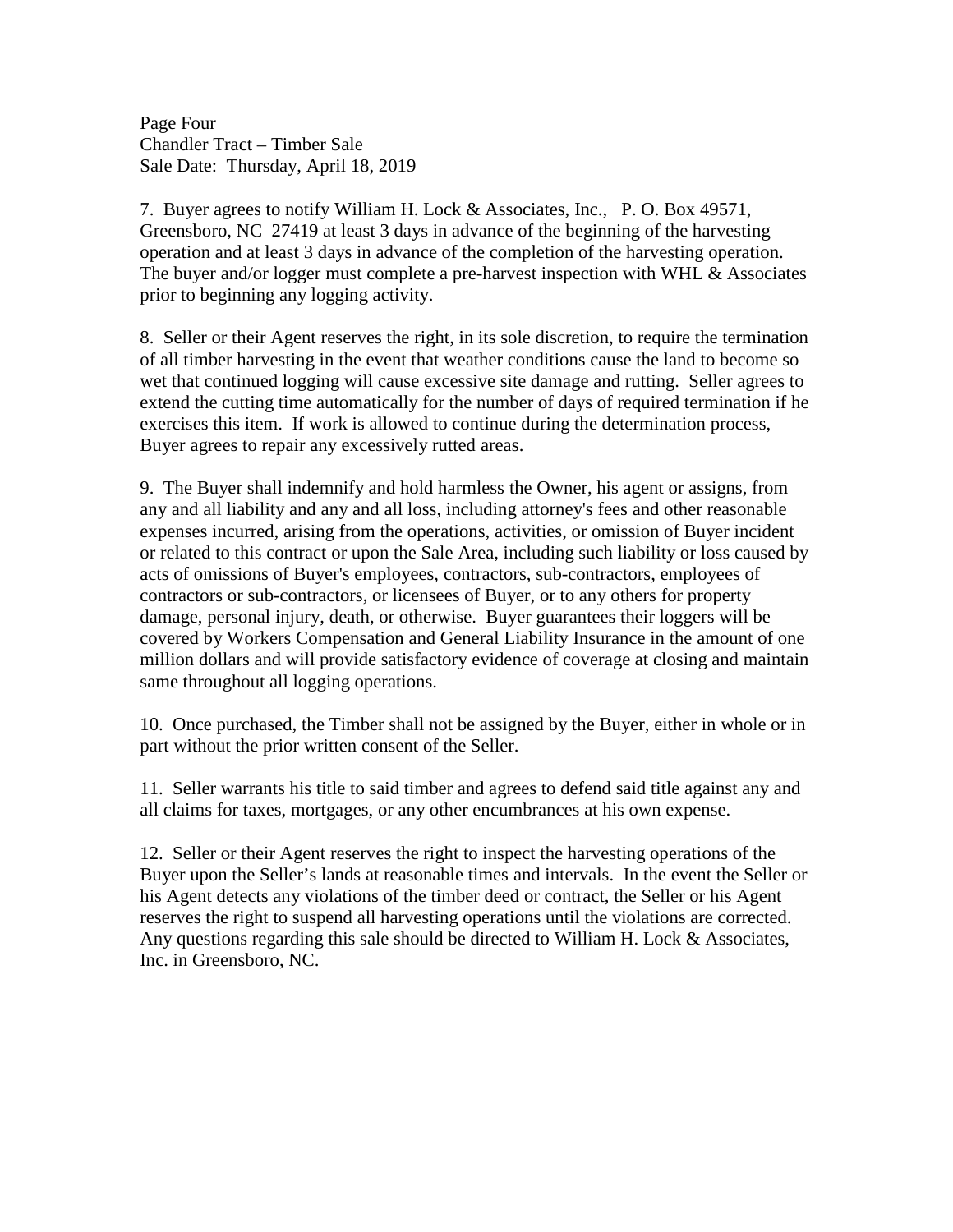7. Buyer agrees to notify William H. Lock & Associates, Inc., P. O. Box 49571, Greensboro, NC 27419 at least 3 days in advance of the beginning of the harvesting operation and at least 3 days in advance of the completion of the harvesting operation. The buyer and/or logger must complete a pre-harvest inspection with WHL & Associates prior to beginning any logging activity.

8. Seller or their Agent reserves the right, in its sole discretion, to require the termination of all timber harvesting in the event that weather conditions cause the land to become so wet that continued logging will cause excessive site damage and rutting. Seller agrees to extend the cutting time automatically for the number of days of required termination if he exercises this item. If work is allowed to continue during the determination process, Buyer agrees to repair any excessively rutted areas.

9. The Buyer shall indemnify and hold harmless the Owner, his agent or assigns, from any and all liability and any and all loss, including attorney's fees and other reasonable expenses incurred, arising from the operations, activities, or omission of Buyer incident or related to this contract or upon the Sale Area, including such liability or loss caused by acts of omissions of Buyer's employees, contractors, sub-contractors, employees of contractors or sub-contractors, or licensees of Buyer, or to any others for property damage, personal injury, death, or otherwise. Buyer guarantees their loggers will be covered by Workers Compensation and General Liability Insurance in the amount of one million dollars and will provide satisfactory evidence of coverage at closing and maintain same throughout all logging operations.

10. Once purchased, the Timber shall not be assigned by the Buyer, either in whole or in part without the prior written consent of the Seller.

11. Seller warrants his title to said timber and agrees to defend said title against any and all claims for taxes, mortgages, or any other encumbrances at his own expense.

12. Seller or their Agent reserves the right to inspect the harvesting operations of the Buyer upon the Seller's lands at reasonable times and intervals. In the event the Seller or his Agent detects any violations of the timber deed or contract, the Seller or his Agent reserves the right to suspend all harvesting operations until the violations are corrected. Any questions regarding this sale should be directed to William H. Lock & Associates, Inc. in Greensboro, NC.